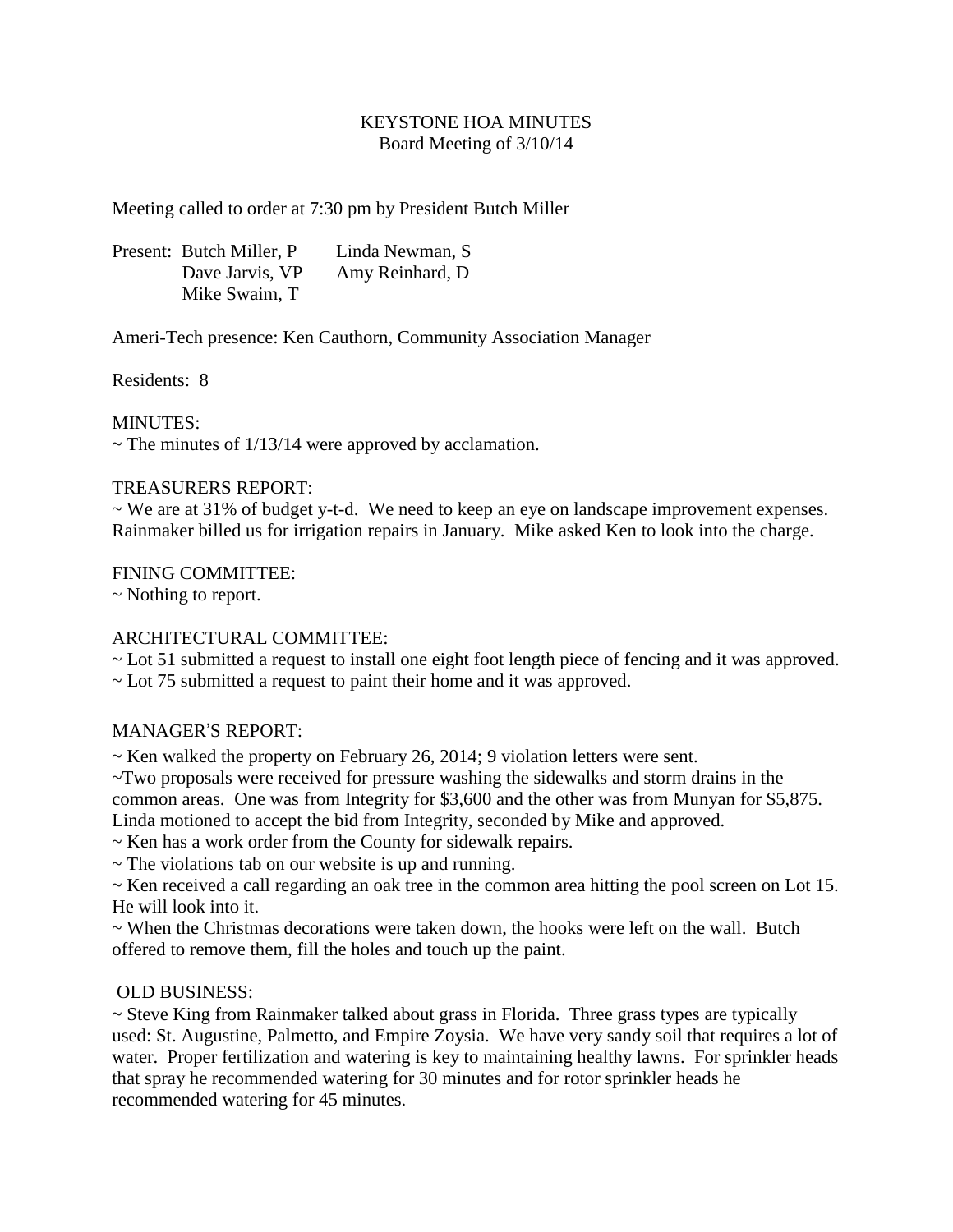# KEYSTONE HOA MINUTES

## Board Meeting of 3/10/14

Meeting called to order at 7:30 pm by President Butch Miller

| Present: | | |
|---|---|---|
| | Butch Miller, P | Linda Newman, S |
| | Dave Jarvis, VP | Amy Reinhard, D |
| | Mike Swaim, T | |

Ameri-Tech presence: Ken Cauthorn, Community Association Manager

Residents: 8

MINUTES:

~ The minutes of 1/13/14 were approved by acclamation.

TREASURERS REPORT:

~ We are at 31% of budget y-t-d. We need to keep an eye on landscape improvement expenses. Rainmaker billed us for irrigation repairs in January. Mike asked Ken to look into the charge.

FINING COMMITTEE:

~ Nothing to report.

ARCHITECTURAL COMMITTEE:

~ Lot 51 submitted a request to install one eight foot length piece of fencing and it was approved.

~ Lot 75 submitted a request to paint their home and it was approved.

MANAGER'S REPORT:

~ Ken walked the property on February 26, 2014; 9 violation letters were sent.

~Two proposals were received for pressure washing the sidewalks and storm drains in the common areas. One was from Integrity for $3,600 and the other was from Munyan for $5,875. Linda motioned to accept the bid from Integrity, seconded by Mike and approved.

~ Ken has a work order from the County for sidewalk repairs.

~ The violations tab on our website is up and running.

~ Ken received a call regarding an oak tree in the common area hitting the pool screen on Lot 15. He will look into it.

~ When the Christmas decorations were taken down, the hooks were left on the wall. Butch offered to remove them, fill the holes and touch up the paint.

OLD BUSINESS:

~ Steve King from Rainmaker talked about grass in Florida. Three grass types are typically used: St. Augustine, Palmetto, and Empire Zoysia. We have very sandy soil that requires a lot of water. Proper fertilization and watering is key to maintaining healthy lawns. For sprinkler heads that spray he recommended watering for 30 minutes and for rotor sprinkler heads he recommended watering for 45 minutes.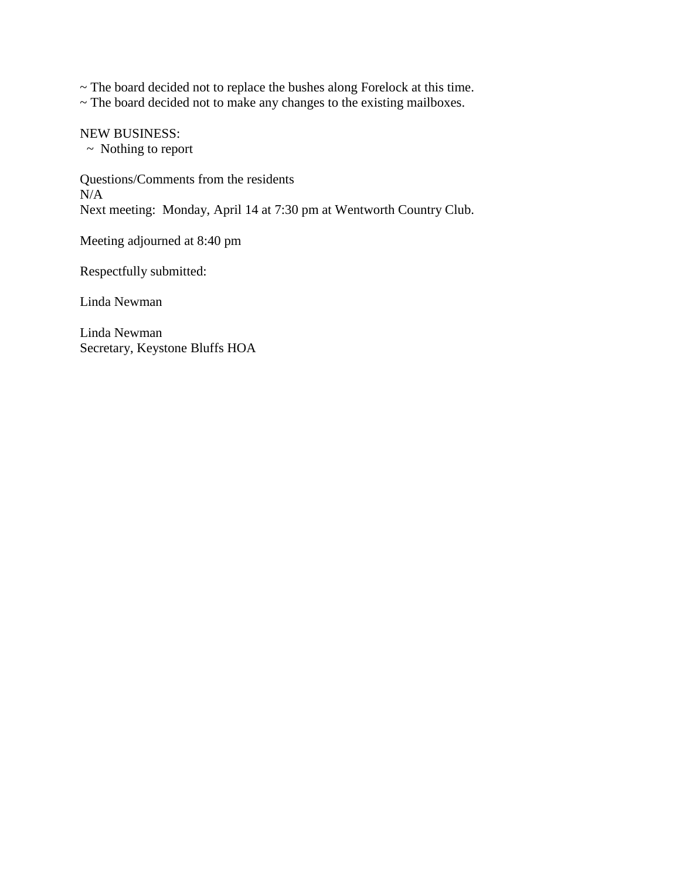~ The board decided not to replace the bushes along Forelock at this time.
~ The board decided not to make any changes to the existing mailboxes.

NEW BUSINESS:
~ Nothing to report

Questions/Comments from the residents
N/A
Next meeting: Monday, April 14 at 7:30 pm at Wentworth Country Club.

Meeting adjourned at 8:40 pm

Respectfully submitted:

Linda Newman

Linda Newman
Secretary, Keystone Bluffs HOA